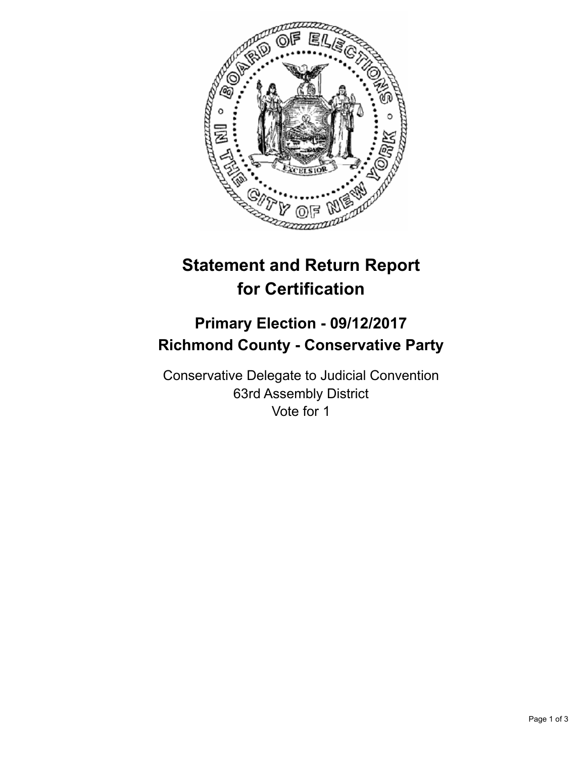# Statement and Return Report for Certification

## Primary Election - 09/12/2017
## Richmond County - Conservative Party

Conservative Delegate to Judicial Convention
63rd Assembly District
Vote for 1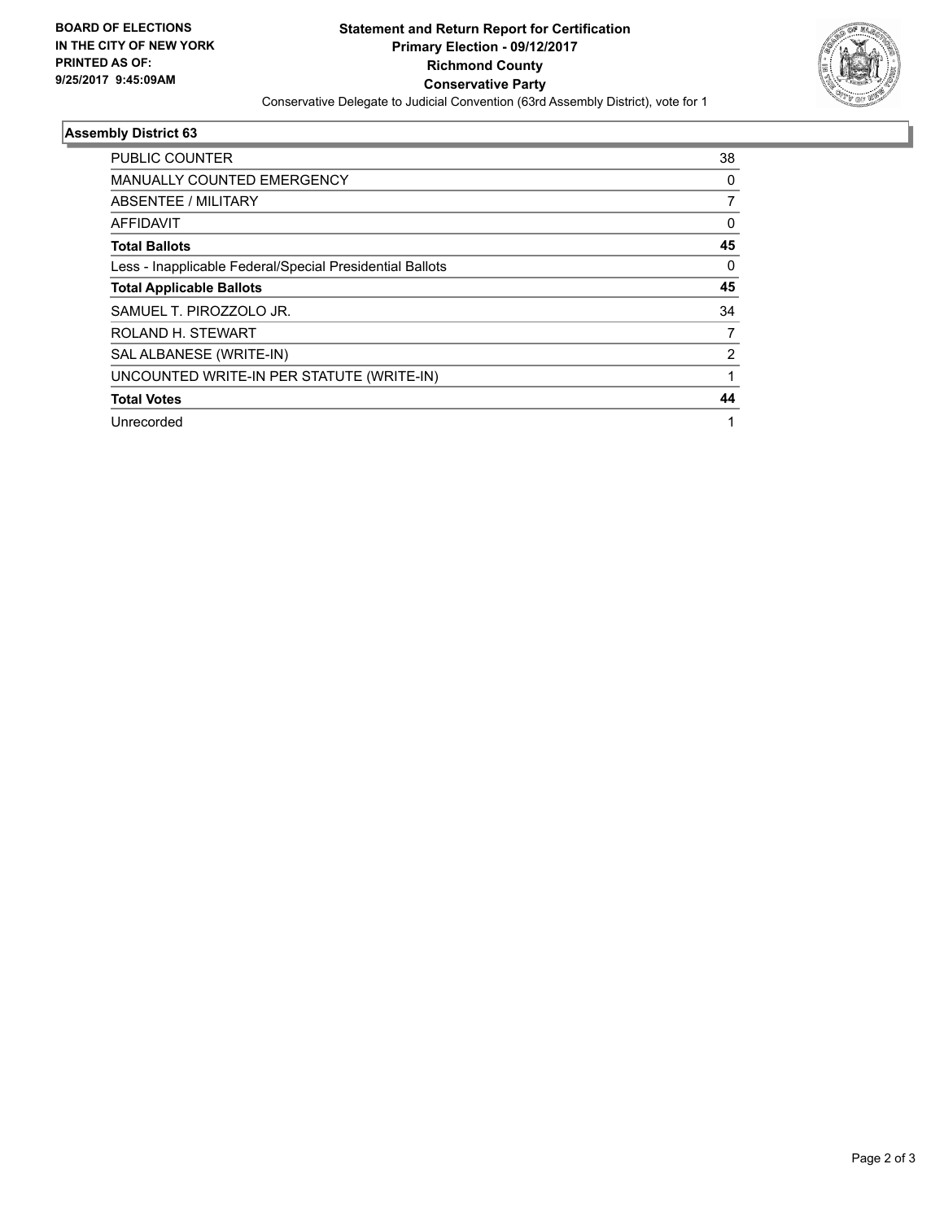**BOARD OF ELECTIONS IN THE CITY OF NEW YORK PRINTED AS OF: 9/25/2017 9:45:09AM**

# Statement and Return Report for Certification
## Primary Election - 09/12/2017
## Richmond County
## Conservative Party

Conservative Delegate to Judicial Convention (63rd Assembly District), vote for 1

### Assembly District 63

| | |
|---|---|
| PUBLIC COUNTER | 38 |
| MANUALLY COUNTED EMERGENCY | 0 |
| ABSENTEE / MILITARY | 7 |
| AFFIDAVIT | 0 |
| **Total Ballots** | **45** |
| Less - Inapplicable Federal/Special Presidential Ballots | 0 |
| **Total Applicable Ballots** | **45** |
| SAMUEL T. PIROZZOLO JR. | 34 |
| ROLAND H. STEWART | 7 |
| SAL ALBANESE (WRITE-IN) | 2 |
| UNCOUNTED WRITE-IN PER STATUTE (WRITE-IN) | 1 |
| **Total Votes** | **44** |
| Unrecorded | 1 |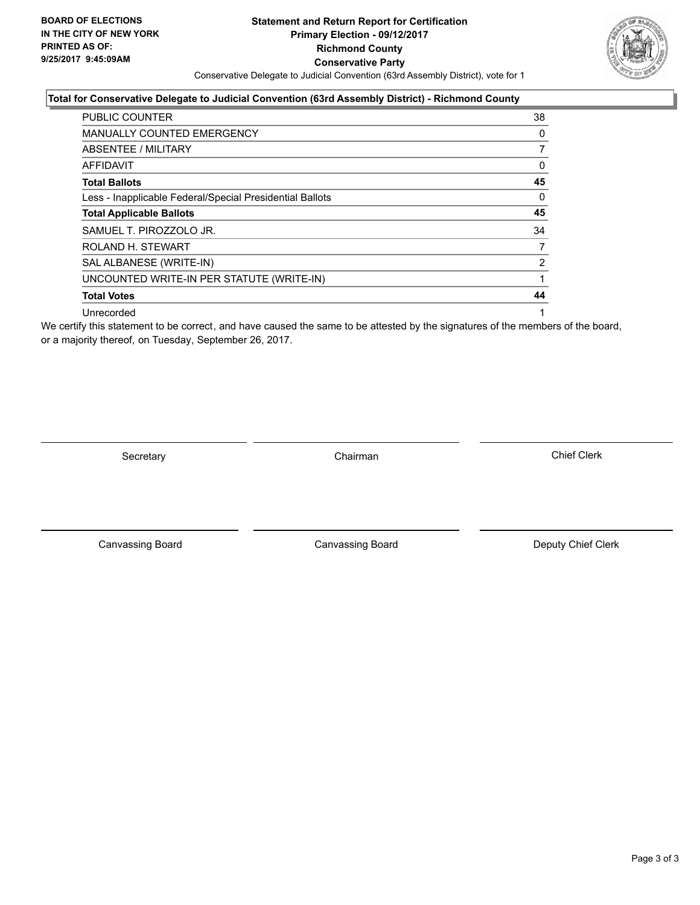**BOARD OF ELECTIONS IN THE CITY OF NEW YORK PRINTED AS OF: 9/25/2017 9:45:09AM**

# Statement and Return Report for Certification
## Primary Election - 09/12/2017
## Richmond County
## Conservative Party

Conservative Delegate to Judicial Convention (63rd Assembly District), vote for 1

### Total for Conservative Delegate to Judicial Convention (63rd Assembly District) - Richmond County

| | |
|---|---|
| PUBLIC COUNTER | 38 |
| MANUALLY COUNTED EMERGENCY | 0 |
| ABSENTEE / MILITARY | 7 |
| AFFIDAVIT | 0 |
| **Total Ballots** | **45** |
| Less - Inapplicable Federal/Special Presidential Ballots | 0 |
| **Total Applicable Ballots** | **45** |
| SAMUEL T. PIROZZOLO JR. | 34 |
| ROLAND H. STEWART | 7 |
| SAL ALBANESE (WRITE-IN) | 2 |
| UNCOUNTED WRITE-IN PER STATUTE (WRITE-IN) | 1 |
| **Total Votes** | **44** |
| Unrecorded | 1 |

We certify this statement to be correct, and have caused the same to be attested by the signatures of the members of the board, or a majority thereof, on Tuesday, September 26, 2017.

Secretary

Chairman

Chief Clerk

Canvassing Board

Canvassing Board

Deputy Chief Clerk